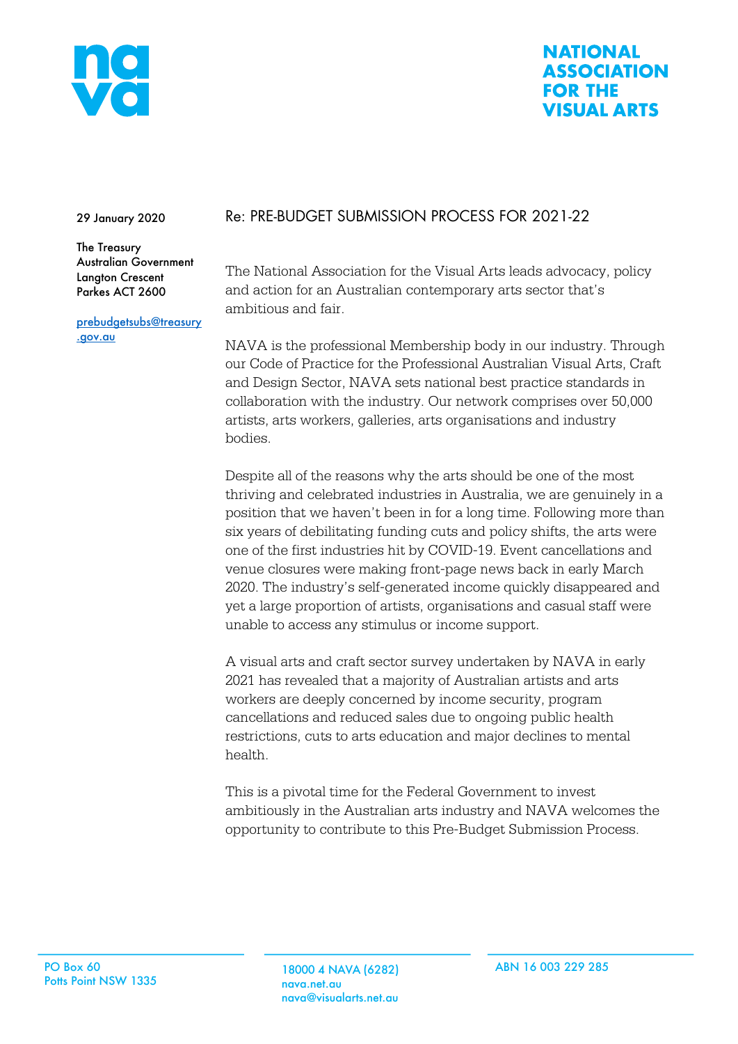# NATIONAL ASSOCIATION FOR THE VISUAL ARTS

29 January 2020

The Treasury
Australian Government
Langton Crescent
Parkes ACT 2600

prebudgetsubs@treasury.gov.au

Re: PRE-BUDGET SUBMISSION PROCESS FOR 2021-22

The National Association for the Visual Arts leads advocacy, policy and action for an Australian contemporary arts sector that's ambitious and fair.

NAVA is the professional Membership body in our industry. Through our Code of Practice for the Professional Australian Visual Arts, Craft and Design Sector, NAVA sets national best practice standards in collaboration with the industry. Our network comprises over 50,000 artists, arts workers, galleries, arts organisations and industry bodies.

Despite all of the reasons why the arts should be one of the most thriving and celebrated industries in Australia, we are genuinely in a position that we haven't been in for a long time. Following more than six years of debilitating funding cuts and policy shifts, the arts were one of the first industries hit by COVID-19. Event cancellations and venue closures were making front-page news back in early March 2020. The industry's self-generated income quickly disappeared and yet a large proportion of artists, organisations and casual staff were unable to access any stimulus or income support.

A visual arts and craft sector survey undertaken by NAVA in early 2021 has revealed that a majority of Australian artists and arts workers are deeply concerned by income security, program cancellations and reduced sales due to ongoing public health restrictions, cuts to arts education and major declines to mental health.

This is a pivotal time for the Federal Government to invest ambitiously in the Australian arts industry and NAVA welcomes the opportunity to contribute to this Pre-Budget Submission Process.

PO Box 60
Potts Point NSW 1335

18000 4 NAVA (6282)
nava.net.au
nava@visualarts.net.au

ABN 16 003 229 285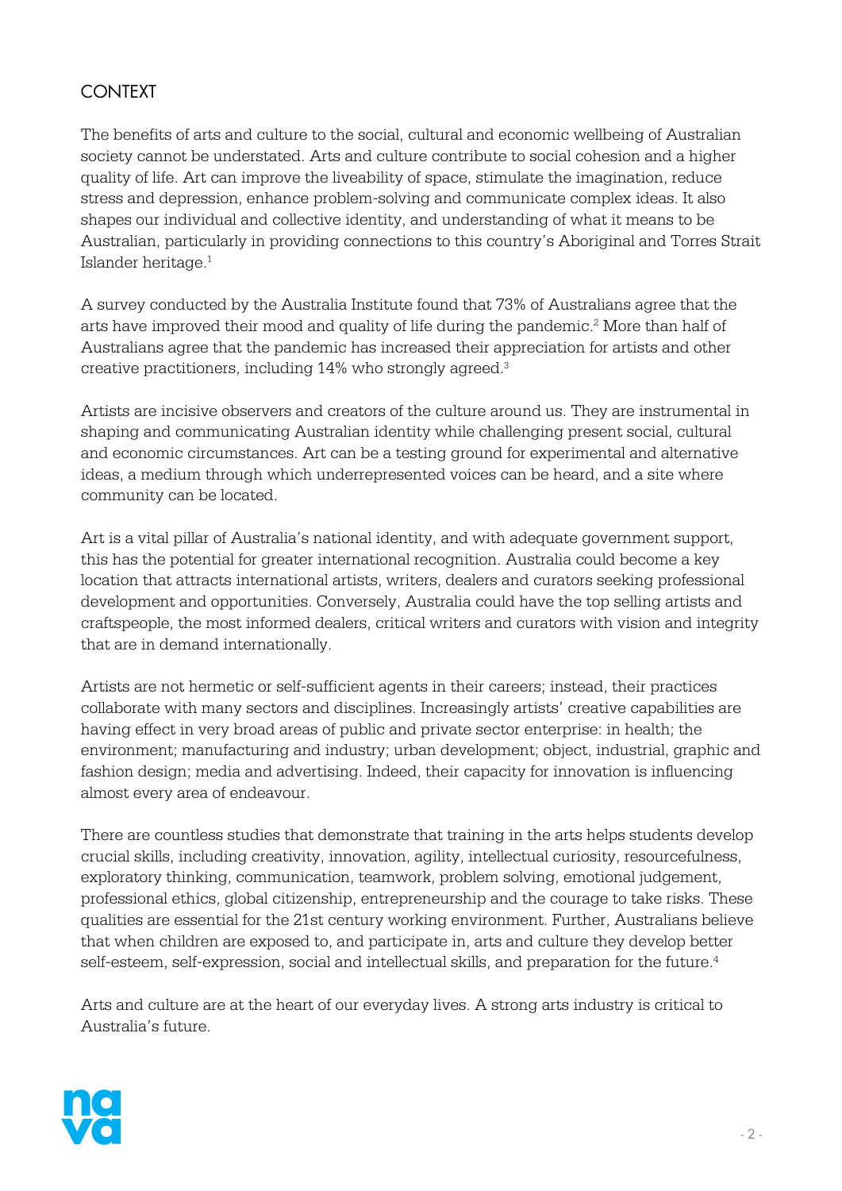## CONTEXT

The benefits of arts and culture to the social, cultural and economic wellbeing of Australian society cannot be understated. Arts and culture contribute to social cohesion and a higher quality of life. Art can improve the liveability of space, stimulate the imagination, reduce stress and depression, enhance problem-solving and communicate complex ideas. It also shapes our individual and collective identity, and understanding of what it means to be Australian, particularly in providing connections to this country's Aboriginal and Torres Strait Islander heritage.[1]

A survey conducted by the Australia Institute found that 73% of Australians agree that the arts have improved their mood and quality of life during the pandemic.[2] More than half of Australians agree that the pandemic has increased their appreciation for artists and other creative practitioners, including 14% who strongly agreed.[3]

Artists are incisive observers and creators of the culture around us. They are instrumental in shaping and communicating Australian identity while challenging present social, cultural and economic circumstances. Art can be a testing ground for experimental and alternative ideas, a medium through which underrepresented voices can be heard, and a site where community can be located.

Art is a vital pillar of Australia's national identity, and with adequate government support, this has the potential for greater international recognition. Australia could become a key location that attracts international artists, writers, dealers and curators seeking professional development and opportunities. Conversely, Australia could have the top selling artists and craftspeople, the most informed dealers, critical writers and curators with vision and integrity that are in demand internationally.

Artists are not hermetic or self-sufficient agents in their careers; instead, their practices collaborate with many sectors and disciplines. Increasingly artists' creative capabilities are having effect in very broad areas of public and private sector enterprise: in health; the environment; manufacturing and industry; urban development; object, industrial, graphic and fashion design; media and advertising. Indeed, their capacity for innovation is influencing almost every area of endeavour.

There are countless studies that demonstrate that training in the arts helps students develop crucial skills, including creativity, innovation, agility, intellectual curiosity, resourcefulness, exploratory thinking, communication, teamwork, problem solving, emotional judgement, professional ethics, global citizenship, entrepreneurship and the courage to take risks. These qualities are essential for the 21st century working environment. Further, Australians believe that when children are exposed to, and participate in, arts and culture they develop better self-esteem, self-expression, social and intellectual skills, and preparation for the future.[4]

Arts and culture are at the heart of our everyday lives. A strong arts industry is critical to Australia's future.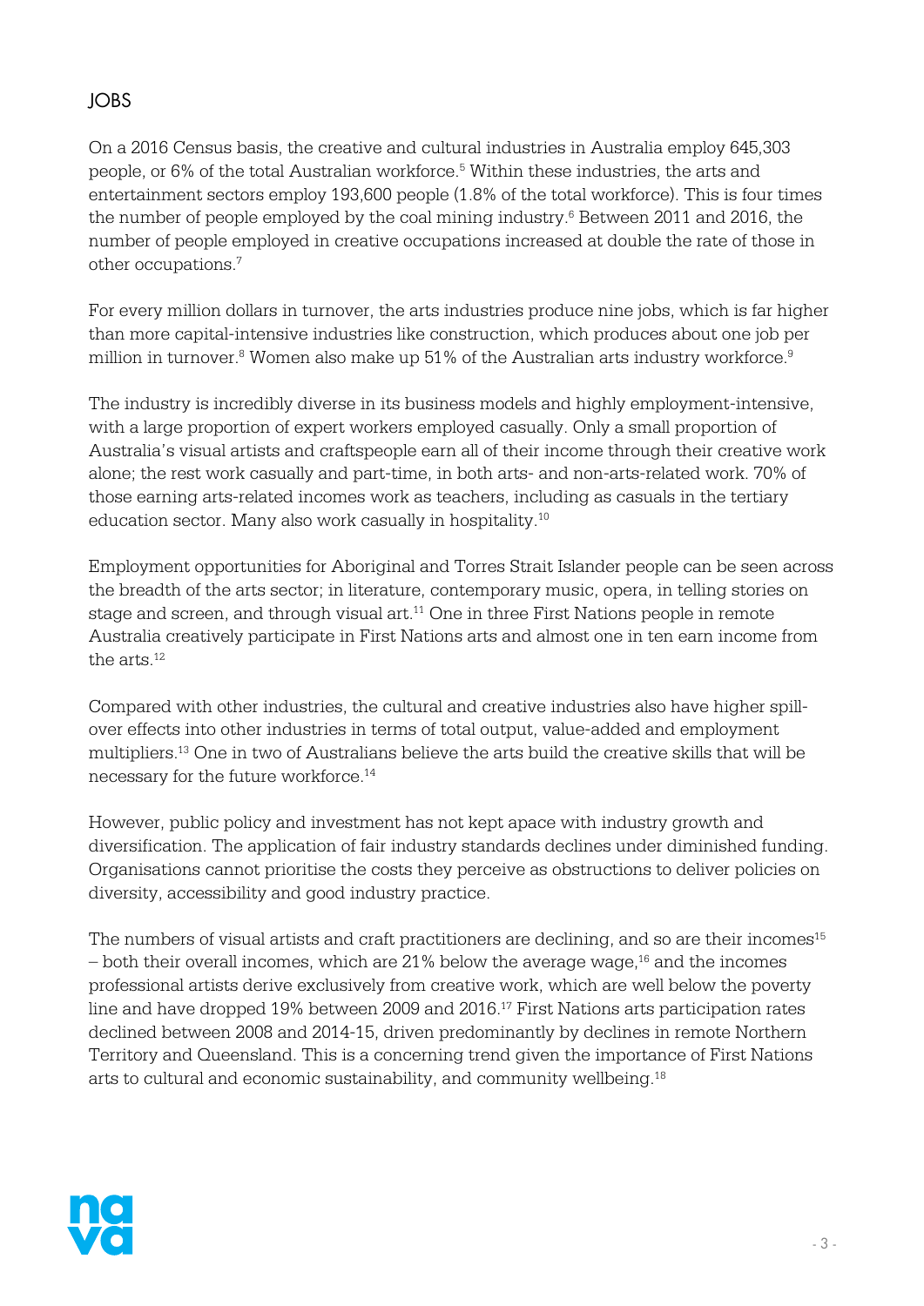## JOBS

On a 2016 Census basis, the creative and cultural industries in Australia employ 645,303 people, or 6% of the total Australian workforce.[5] Within these industries, the arts and entertainment sectors employ 193,600 people (1.8% of the total workforce). This is four times the number of people employed by the coal mining industry.[6] Between 2011 and 2016, the number of people employed in creative occupations increased at double the rate of those in other occupations.[7]

For every million dollars in turnover, the arts industries produce nine jobs, which is far higher than more capital-intensive industries like construction, which produces about one job per million in turnover.[8] Women also make up 51% of the Australian arts industry workforce.[9]

The industry is incredibly diverse in its business models and highly employment-intensive, with a large proportion of expert workers employed casually. Only a small proportion of Australia's visual artists and craftspeople earn all of their income through their creative work alone; the rest work casually and part-time, in both arts- and non-arts-related work. 70% of those earning arts-related incomes work as teachers, including as casuals in the tertiary education sector. Many also work casually in hospitality.[10]

Employment opportunities for Aboriginal and Torres Strait Islander people can be seen across the breadth of the arts sector; in literature, contemporary music, opera, in telling stories on stage and screen, and through visual art.[11] One in three First Nations people in remote Australia creatively participate in First Nations arts and almost one in ten earn income from the arts.[12]

Compared with other industries, the cultural and creative industries also have higher spill-over effects into other industries in terms of total output, value-added and employment multipliers.[13] One in two of Australians believe the arts build the creative skills that will be necessary for the future workforce.[14]

However, public policy and investment has not kept apace with industry growth and diversification. The application of fair industry standards declines under diminished funding. Organisations cannot prioritise the costs they perceive as obstructions to deliver policies on diversity, accessibility and good industry practice.

The numbers of visual artists and craft practitioners are declining, and so are their incomes[15] – both their overall incomes, which are 21% below the average wage,[16] and the incomes professional artists derive exclusively from creative work, which are well below the poverty line and have dropped 19% between 2009 and 2016.[17] First Nations arts participation rates declined between 2008 and 2014-15, driven predominantly by declines in remote Northern Territory and Queensland. This is a concerning trend given the importance of First Nations arts to cultural and economic sustainability, and community wellbeing.[18]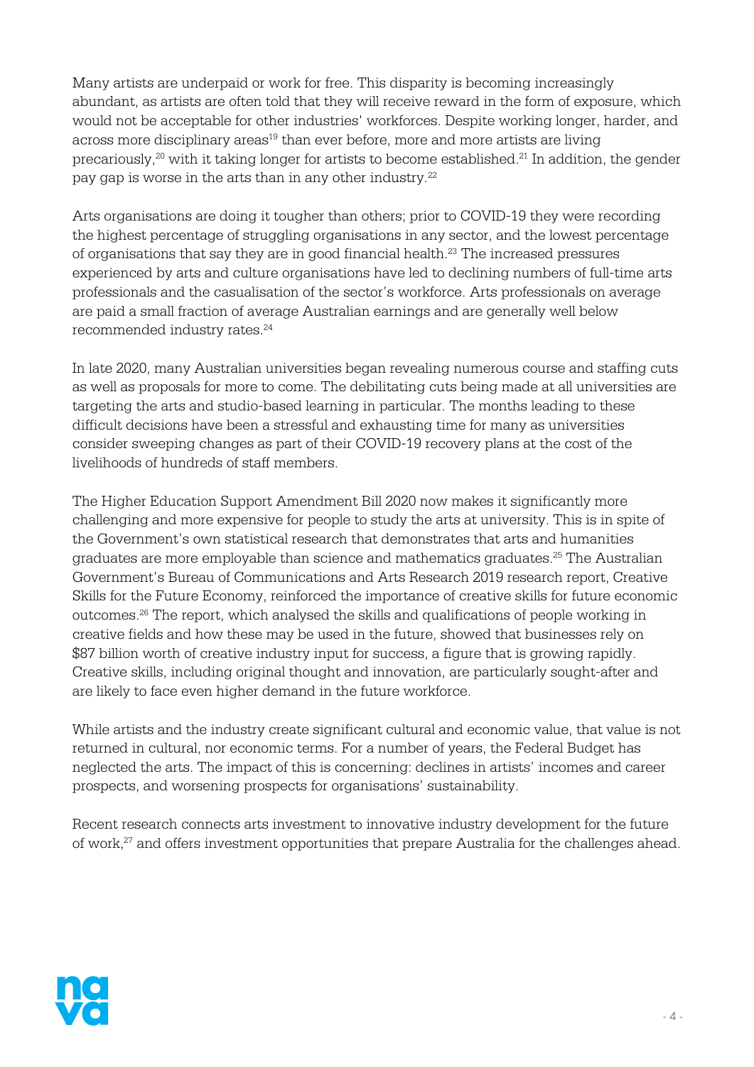Many artists are underpaid or work for free. This disparity is becoming increasingly abundant, as artists are often told that they will receive reward in the form of exposure, which would not be acceptable for other industries' workforces. Despite working longer, harder, and across more disciplinary areas[19] than ever before, more and more artists are living precariously,[20] with it taking longer for artists to become established.[21] In addition, the gender pay gap is worse in the arts than in any other industry.[22]

Arts organisations are doing it tougher than others; prior to COVID-19 they were recording the highest percentage of struggling organisations in any sector, and the lowest percentage of organisations that say they are in good financial health.[23] The increased pressures experienced by arts and culture organisations have led to declining numbers of full-time arts professionals and the casualisation of the sector's workforce. Arts professionals on average are paid a small fraction of average Australian earnings and are generally well below recommended industry rates.[24]

In late 2020, many Australian universities began revealing numerous course and staffing cuts as well as proposals for more to come. The debilitating cuts being made at all universities are targeting the arts and studio-based learning in particular. The months leading to these difficult decisions have been a stressful and exhausting time for many as universities consider sweeping changes as part of their COVID-19 recovery plans at the cost of the livelihoods of hundreds of staff members.

The Higher Education Support Amendment Bill 2020 now makes it significantly more challenging and more expensive for people to study the arts at university. This is in spite of the Government's own statistical research that demonstrates that arts and humanities graduates are more employable than science and mathematics graduates.[25] The Australian Government's Bureau of Communications and Arts Research 2019 research report, Creative Skills for the Future Economy, reinforced the importance of creative skills for future economic outcomes.[26] The report, which analysed the skills and qualifications of people working in creative fields and how these may be used in the future, showed that businesses rely on $87 billion worth of creative industry input for success, a figure that is growing rapidly. Creative skills, including original thought and innovation, are particularly sought-after and are likely to face even higher demand in the future workforce.

While artists and the industry create significant cultural and economic value, that value is not returned in cultural, nor economic terms. For a number of years, the Federal Budget has neglected the arts. The impact of this is concerning: declines in artists' incomes and career prospects, and worsening prospects for organisations' sustainability.

Recent research connects arts investment to innovative industry development for the future of work,[27] and offers investment opportunities that prepare Australia for the challenges ahead.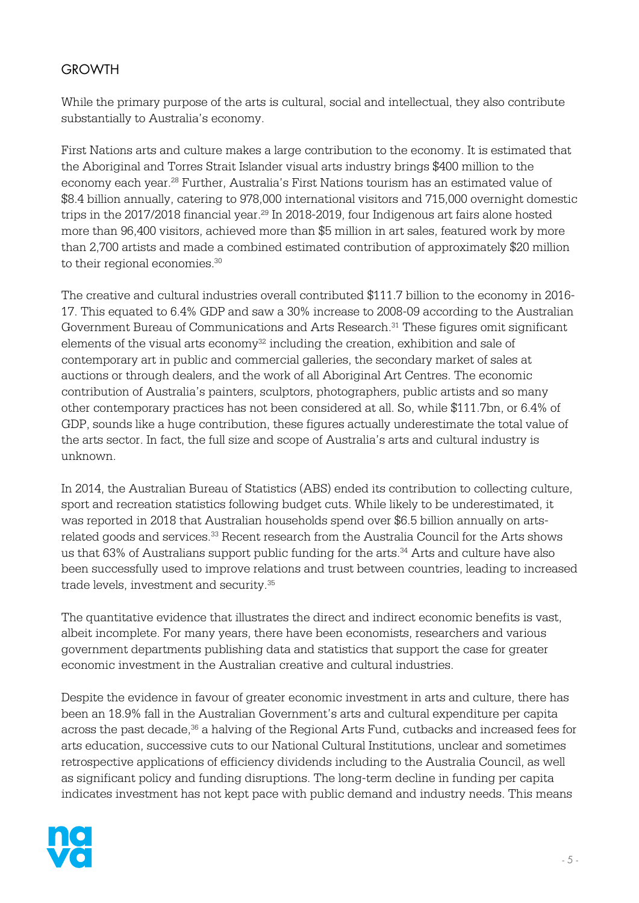## GROWTH

While the primary purpose of the arts is cultural, social and intellectual, they also contribute substantially to Australia's economy.

First Nations arts and culture makes a large contribution to the economy. It is estimated that the Aboriginal and Torres Strait Islander visual arts industry brings $400 million to the economy each year.[28] Further, Australia's First Nations tourism has an estimated value of $8.4 billion annually, catering to 978,000 international visitors and 715,000 overnight domestic trips in the 2017/2018 financial year.[29] In 2018-2019, four Indigenous art fairs alone hosted more than 96,400 visitors, achieved more than $5 million in art sales, featured work by more than 2,700 artists and made a combined estimated contribution of approximately $20 million to their regional economies.[30]

The creative and cultural industries overall contributed $111.7 billion to the economy in 2016-17. This equated to 6.4% GDP and saw a 30% increase to 2008-09 according to the Australian Government Bureau of Communications and Arts Research.[31] These figures omit significant elements of the visual arts economy[32] including the creation, exhibition and sale of contemporary art in public and commercial galleries, the secondary market of sales at auctions or through dealers, and the work of all Aboriginal Art Centres. The economic contribution of Australia's painters, sculptors, photographers, public artists and so many other contemporary practices has not been considered at all. So, while $111.7bn, or 6.4% of GDP, sounds like a huge contribution, these figures actually underestimate the total value of the arts sector. In fact, the full size and scope of Australia's arts and cultural industry is unknown.

In 2014, the Australian Bureau of Statistics (ABS) ended its contribution to collecting culture, sport and recreation statistics following budget cuts. While likely to be underestimated, it was reported in 2018 that Australian households spend over $6.5 billion annually on arts-related goods and services.[33] Recent research from the Australia Council for the Arts shows us that 63% of Australians support public funding for the arts.[34] Arts and culture have also been successfully used to improve relations and trust between countries, leading to increased trade levels, investment and security.[35]

The quantitative evidence that illustrates the direct and indirect economic benefits is vast, albeit incomplete. For many years, there have been economists, researchers and various government departments publishing data and statistics that support the case for greater economic investment in the Australian creative and cultural industries.

Despite the evidence in favour of greater economic investment in arts and culture, there has been an 18.9% fall in the Australian Government's arts and cultural expenditure per capita across the past decade,[36] a halving of the Regional Arts Fund, cutbacks and increased fees for arts education, successive cuts to our National Cultural Institutions, unclear and sometimes retrospective applications of efficiency dividends including to the Australia Council, as well as significant policy and funding disruptions. The long-term decline in funding per capita indicates investment has not kept pace with public demand and industry needs. This means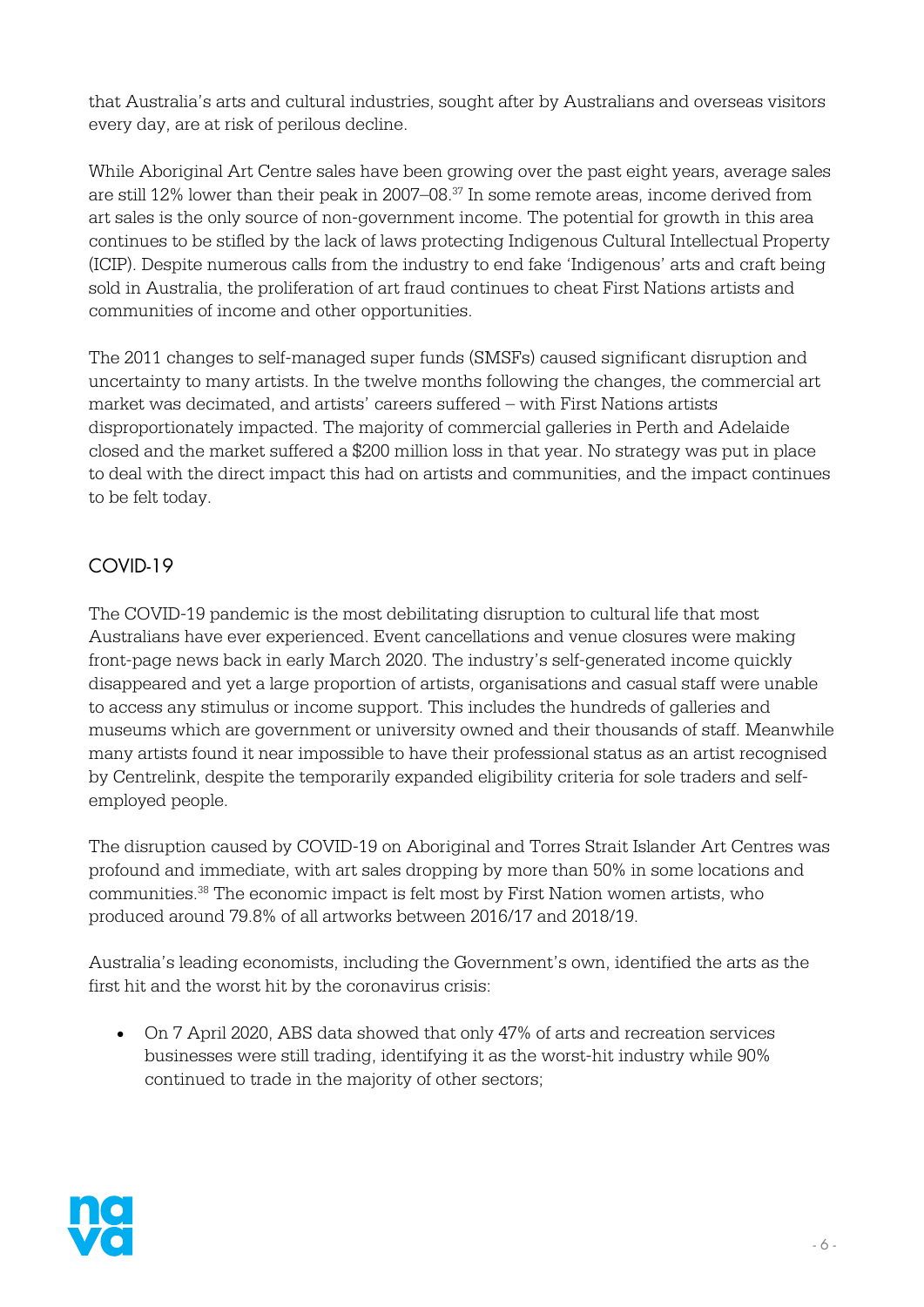that Australia's arts and cultural industries, sought after by Australians and overseas visitors every day, are at risk of perilous decline.

While Aboriginal Art Centre sales have been growing over the past eight years, average sales are still 12% lower than their peak in 2007–08.[37] In some remote areas, income derived from art sales is the only source of non-government income. The potential for growth in this area continues to be stifled by the lack of laws protecting Indigenous Cultural Intellectual Property (ICIP). Despite numerous calls from the industry to end fake 'Indigenous' arts and craft being sold in Australia, the proliferation of art fraud continues to cheat First Nations artists and communities of income and other opportunities.

The 2011 changes to self-managed super funds (SMSFs) caused significant disruption and uncertainty to many artists. In the twelve months following the changes, the commercial art market was decimated, and artists' careers suffered – with First Nations artists disproportionately impacted. The majority of commercial galleries in Perth and Adelaide closed and the market suffered a $200 million loss in that year. No strategy was put in place to deal with the direct impact this had on artists and communities, and the impact continues to be felt today.

## COVID-19

The COVID-19 pandemic is the most debilitating disruption to cultural life that most Australians have ever experienced. Event cancellations and venue closures were making front-page news back in early March 2020. The industry's self-generated income quickly disappeared and yet a large proportion of artists, organisations and casual staff were unable to access any stimulus or income support. This includes the hundreds of galleries and museums which are government or university owned and their thousands of staff. Meanwhile many artists found it near impossible to have their professional status as an artist recognised by Centrelink, despite the temporarily expanded eligibility criteria for sole traders and self-employed people.

The disruption caused by COVID-19 on Aboriginal and Torres Strait Islander Art Centres was profound and immediate, with art sales dropping by more than 50% in some locations and communities.[38] The economic impact is felt most by First Nation women artists, who produced around 79.8% of all artworks between 2016/17 and 2018/19.

Australia's leading economists, including the Government's own, identified the arts as the first hit and the worst hit by the coronavirus crisis:

- On 7 April 2020, ABS data showed that only 47% of arts and recreation services businesses were still trading, identifying it as the worst-hit industry while 90% continued to trade in the majority of other sectors;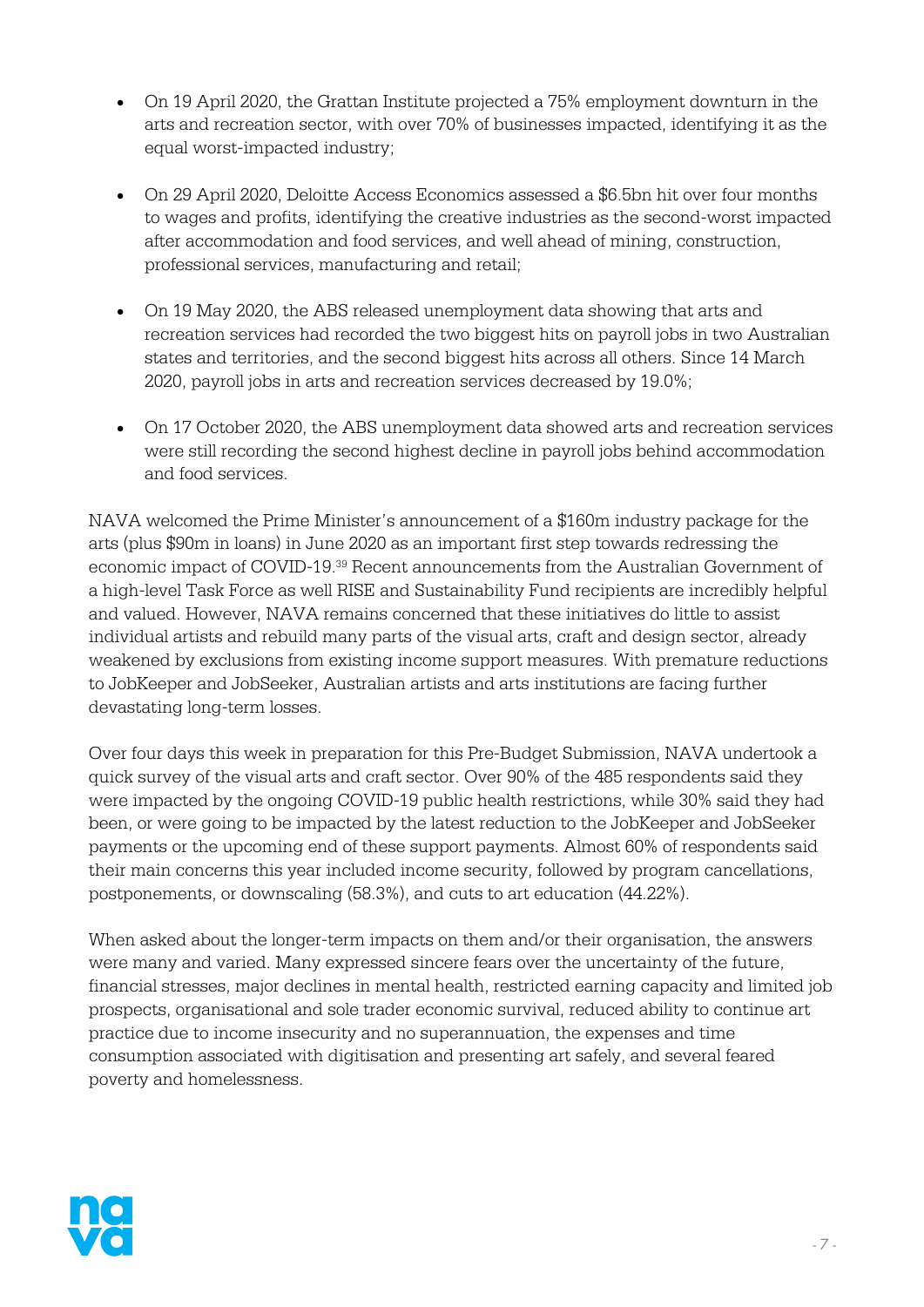- On 19 April 2020, the Grattan Institute projected a 75% employment downturn in the arts and recreation sector, with over 70% of businesses impacted, identifying it as the equal worst-impacted industry;

- On 29 April 2020, Deloitte Access Economics assessed a $6.5bn hit over four months to wages and profits, identifying the creative industries as the second-worst impacted after accommodation and food services, and well ahead of mining, construction, professional services, manufacturing and retail;

- On 19 May 2020, the ABS released unemployment data showing that arts and recreation services had recorded the two biggest hits on payroll jobs in two Australian states and territories, and the second biggest hits across all others. Since 14 March 2020, payroll jobs in arts and recreation services decreased by 19.0%;

- On 17 October 2020, the ABS unemployment data showed arts and recreation services were still recording the second highest decline in payroll jobs behind accommodation and food services.

NAVA welcomed the Prime Minister's announcement of a $160m industry package for the arts (plus $90m in loans) in June 2020 as an important first step towards redressing the economic impact of COVID-19.[39] Recent announcements from the Australian Government of a high-level Task Force as well RISE and Sustainability Fund recipients are incredibly helpful and valued. However, NAVA remains concerned that these initiatives do little to assist individual artists and rebuild many parts of the visual arts, craft and design sector, already weakened by exclusions from existing income support measures. With premature reductions to JobKeeper and JobSeeker, Australian artists and arts institutions are facing further devastating long-term losses.

Over four days this week in preparation for this Pre-Budget Submission, NAVA undertook a quick survey of the visual arts and craft sector. Over 90% of the 485 respondents said they were impacted by the ongoing COVID-19 public health restrictions, while 30% said they had been, or were going to be impacted by the latest reduction to the JobKeeper and JobSeeker payments or the upcoming end of these support payments. Almost 60% of respondents said their main concerns this year included income security, followed by program cancellations, postponements, or downscaling (58.3%), and cuts to art education (44.22%).

When asked about the longer-term impacts on them and/or their organisation, the answers were many and varied. Many expressed sincere fears over the uncertainty of the future, financial stresses, major declines in mental health, restricted earning capacity and limited job prospects, organisational and sole trader economic survival, reduced ability to continue art practice due to income insecurity and no superannuation, the expenses and time consumption associated with digitisation and presenting art safely, and several feared poverty and homelessness.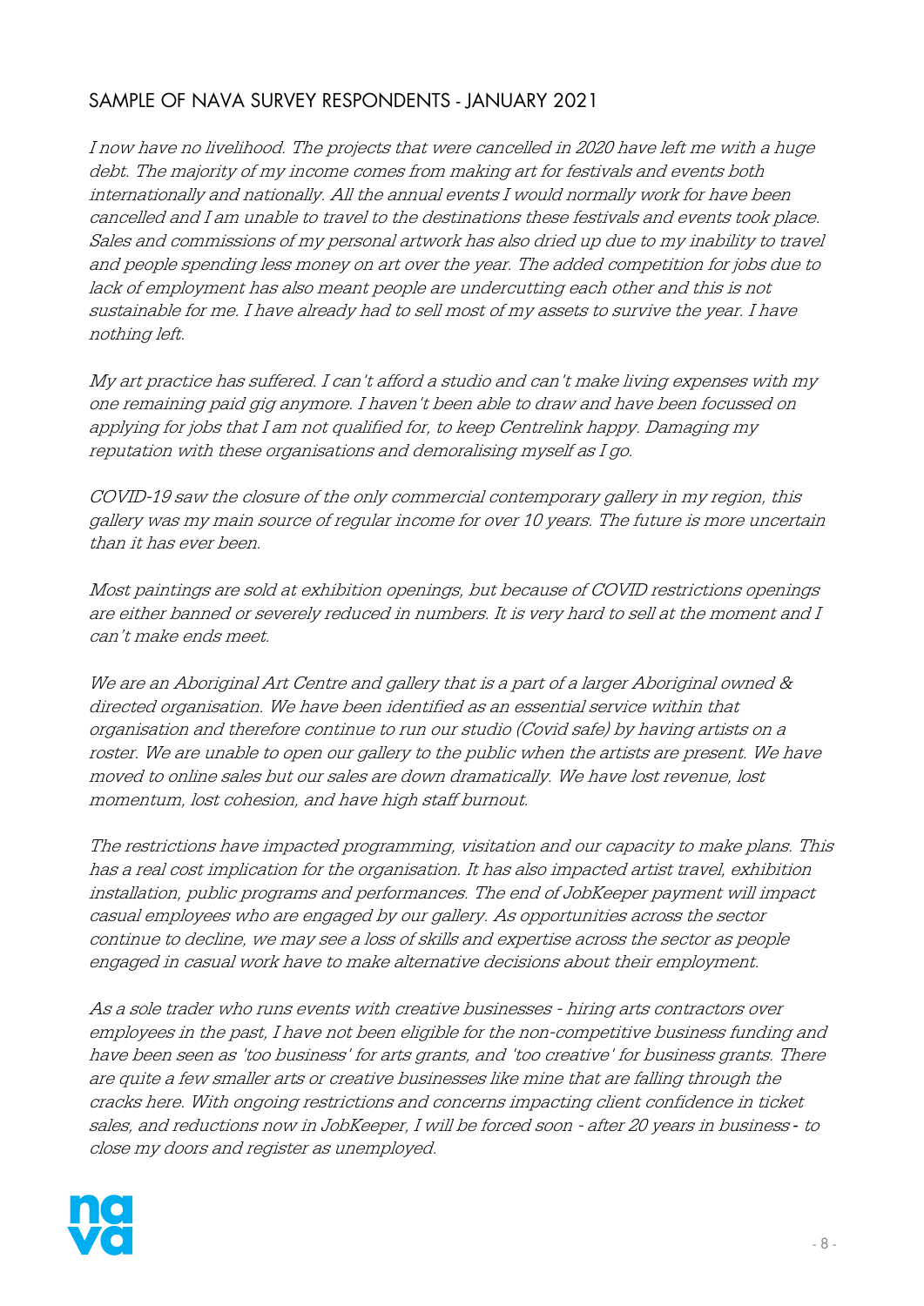## SAMPLE OF NAVA SURVEY RESPONDENTS - JANUARY 2021

*I now have no livelihood. The projects that were cancelled in 2020 have left me with a huge debt. The majority of my income comes from making art for festivals and events both internationally and nationally. All the annual events I would normally work for have been cancelled and I am unable to travel to the destinations these festivals and events took place. Sales and commissions of my personal artwork has also dried up due to my inability to travel and people spending less money on art over the year. The added competition for jobs due to lack of employment has also meant people are undercutting each other and this is not sustainable for me. I have already had to sell most of my assets to survive the year. I have nothing left.*

*My art practice has suffered. I can't afford a studio and can't make living expenses with my one remaining paid gig anymore. I haven't been able to draw and have been focussed on applying for jobs that I am not qualified for, to keep Centrelink happy. Damaging my reputation with these organisations and demoralising myself as I go.*

*COVID-19 saw the closure of the only commercial contemporary gallery in my region, this gallery was my main source of regular income for over 10 years. The future is more uncertain than it has ever been.*

*Most paintings are sold at exhibition openings, but because of COVID restrictions openings are either banned or severely reduced in numbers. It is very hard to sell at the moment and I can't make ends meet.*

*We are an Aboriginal Art Centre and gallery that is a part of a larger Aboriginal owned & directed organisation. We have been identified as an essential service within that organisation and therefore continue to run our studio (Covid safe) by having artists on a roster. We are unable to open our gallery to the public when the artists are present. We have moved to online sales but our sales are down dramatically. We have lost revenue, lost momentum, lost cohesion, and have high staff burnout.*

*The restrictions have impacted programming, visitation and our capacity to make plans. This has a real cost implication for the organisation. It has also impacted artist travel, exhibition installation, public programs and performances. The end of JobKeeper payment will impact casual employees who are engaged by our gallery. As opportunities across the sector continue to decline, we may see a loss of skills and expertise across the sector as people engaged in casual work have to make alternative decisions about their employment.*

*As a sole trader who runs events with creative businesses - hiring arts contractors over employees in the past, I have not been eligible for the non-competitive business funding and have been seen as 'too business' for arts grants, and 'too creative' for business grants. There are quite a few smaller arts or creative businesses like mine that are falling through the cracks here. With ongoing restrictions and concerns impacting client confidence in ticket sales, and reductions now in JobKeeper, I will be forced soon - after 20 years in business - to close my doors and register as unemployed.*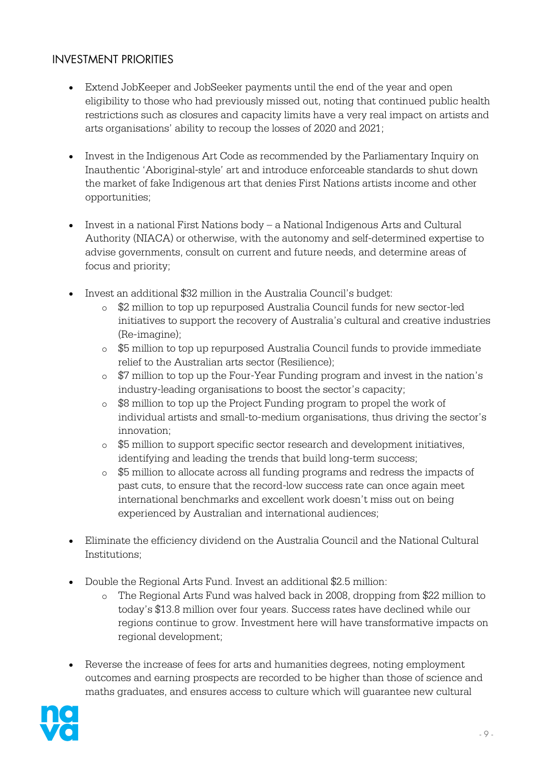## INVESTMENT PRIORITIES

- Extend JobKeeper and JobSeeker payments until the end of the year and open eligibility to those who had previously missed out, noting that continued public health restrictions such as closures and capacity limits have a very real impact on artists and arts organisations' ability to recoup the losses of 2020 and 2021;

- Invest in the Indigenous Art Code as recommended by the Parliamentary Inquiry on Inauthentic 'Aboriginal-style' art and introduce enforceable standards to shut down the market of fake Indigenous art that denies First Nations artists income and other opportunities;

- Invest in a national First Nations body – a National Indigenous Arts and Cultural Authority (NIACA) or otherwise, with the autonomy and self-determined expertise to advise governments, consult on current and future needs, and determine areas of focus and priority;

- Invest an additional $32 million in the Australia Council's budget:
  - $2 million to top up repurposed Australia Council funds for new sector-led initiatives to support the recovery of Australia's cultural and creative industries (Re-imagine);
  - $5 million to top up repurposed Australia Council funds to provide immediate relief to the Australian arts sector (Resilience);
  - $7 million to top up the Four-Year Funding program and invest in the nation's industry-leading organisations to boost the sector's capacity;
  - $8 million to top up the Project Funding program to propel the work of individual artists and small-to-medium organisations, thus driving the sector's innovation;
  - $5 million to support specific sector research and development initiatives, identifying and leading the trends that build long-term success;
  - $5 million to allocate across all funding programs and redress the impacts of past cuts, to ensure that the record-low success rate can once again meet international benchmarks and excellent work doesn't miss out on being experienced by Australian and international audiences;

- Eliminate the efficiency dividend on the Australia Council and the National Cultural Institutions;

- Double the Regional Arts Fund. Invest an additional $2.5 million:
  - The Regional Arts Fund was halved back in 2008, dropping from $22 million to today's $13.8 million over four years. Success rates have declined while our regions continue to grow. Investment here will have transformative impacts on regional development;

- Reverse the increase of fees for arts and humanities degrees, noting employment outcomes and earning prospects are recorded to be higher than those of science and maths graduates, and ensures access to culture which will guarantee new cultural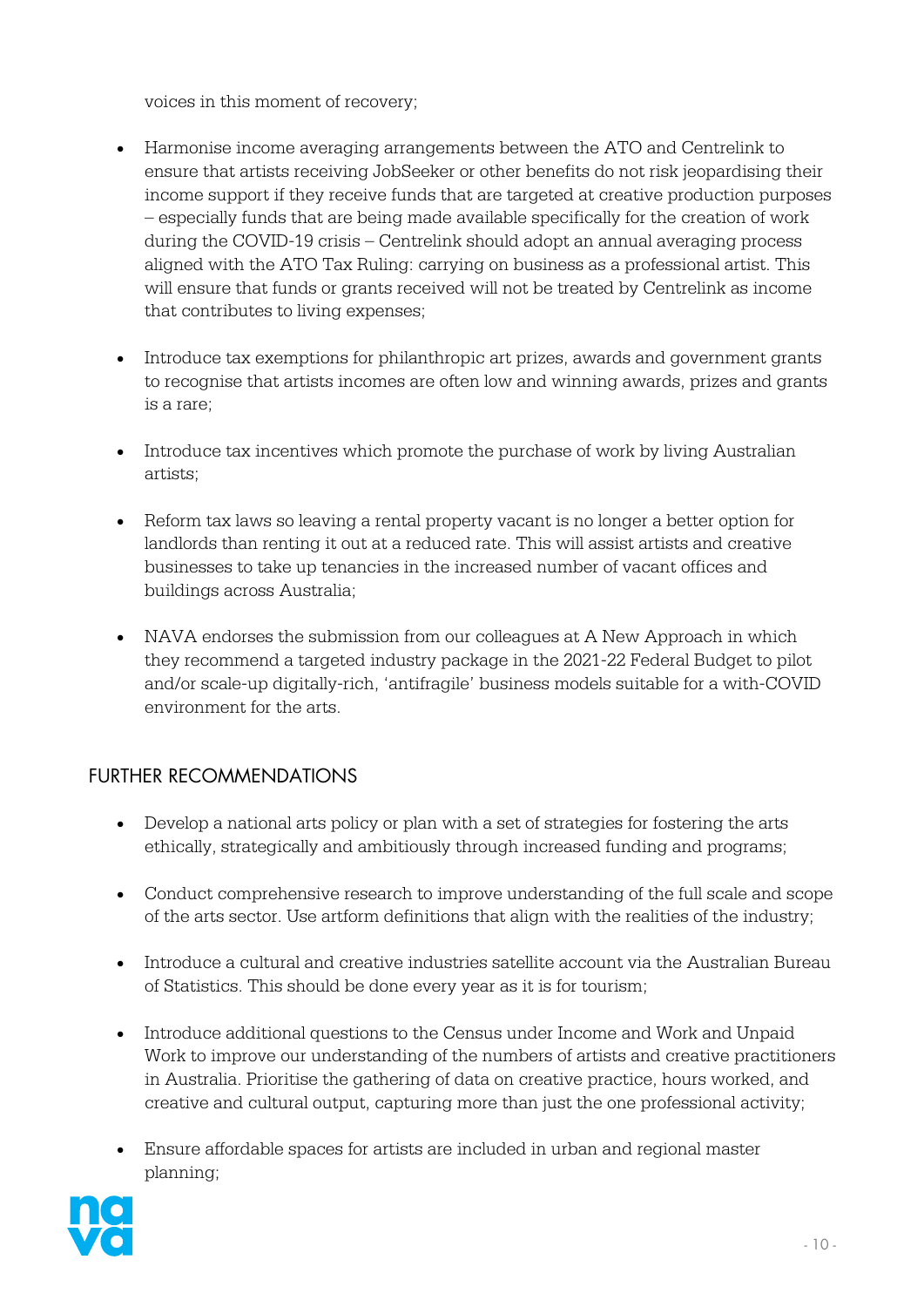voices in this moment of recovery;

- Harmonise income averaging arrangements between the ATO and Centrelink to ensure that artists receiving JobSeeker or other benefits do not risk jeopardising their income support if they receive funds that are targeted at creative production purposes – especially funds that are being made available specifically for the creation of work during the COVID-19 crisis – Centrelink should adopt an annual averaging process aligned with the ATO Tax Ruling: carrying on business as a professional artist. This will ensure that funds or grants received will not be treated by Centrelink as income that contributes to living expenses;

- Introduce tax exemptions for philanthropic art prizes, awards and government grants to recognise that artists incomes are often low and winning awards, prizes and grants is a rare;

- Introduce tax incentives which promote the purchase of work by living Australian artists;

- Reform tax laws so leaving a rental property vacant is no longer a better option for landlords than renting it out at a reduced rate. This will assist artists and creative businesses to take up tenancies in the increased number of vacant offices and buildings across Australia;

- NAVA endorses the submission from our colleagues at A New Approach in which they recommend a targeted industry package in the 2021-22 Federal Budget to pilot and/or scale-up digitally-rich, 'antifragile' business models suitable for a with-COVID environment for the arts.

## FURTHER RECOMMENDATIONS

- Develop a national arts policy or plan with a set of strategies for fostering the arts ethically, strategically and ambitiously through increased funding and programs;

- Conduct comprehensive research to improve understanding of the full scale and scope of the arts sector. Use artform definitions that align with the realities of the industry;

- Introduce a cultural and creative industries satellite account via the Australian Bureau of Statistics. This should be done every year as it is for tourism;

- Introduce additional questions to the Census under Income and Work and Unpaid Work to improve our understanding of the numbers of artists and creative practitioners in Australia. Prioritise the gathering of data on creative practice, hours worked, and creative and cultural output, capturing more than just the one professional activity;

- Ensure affordable spaces for artists are included in urban and regional master planning;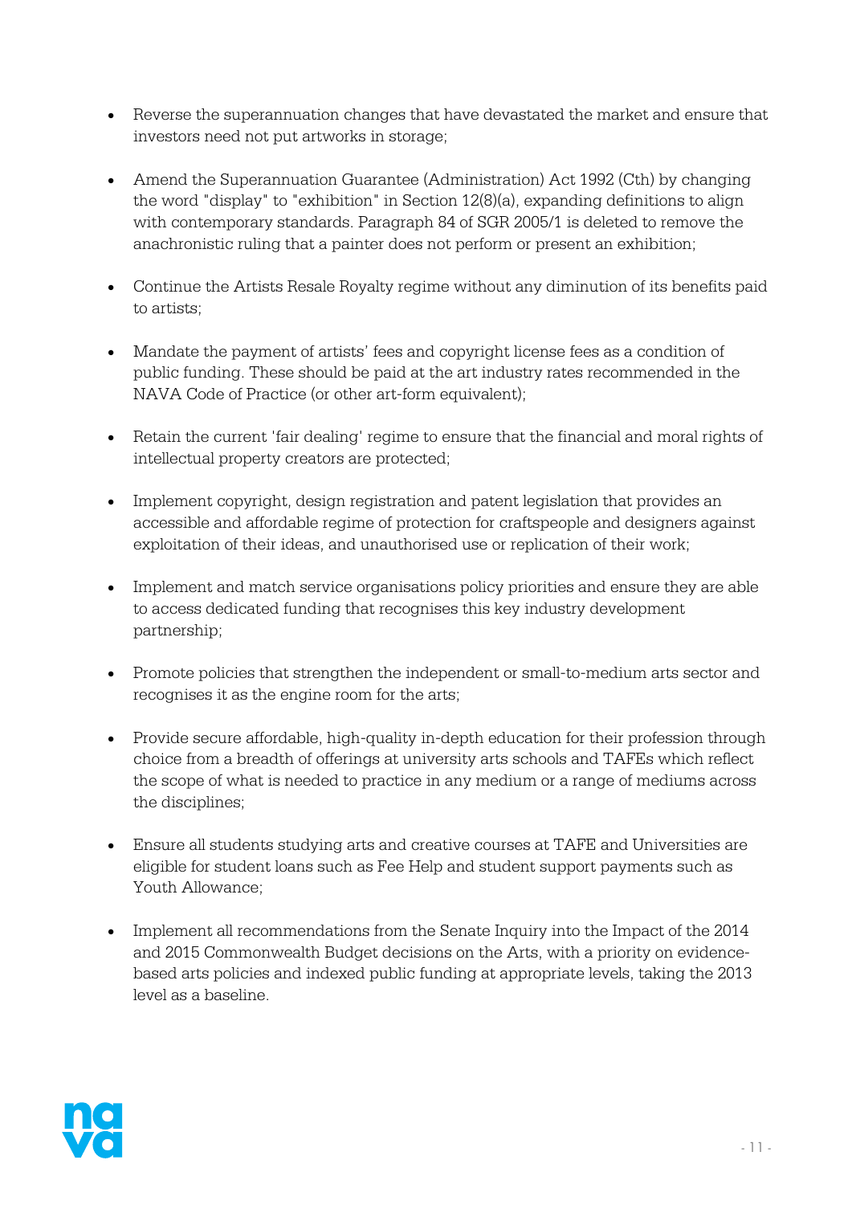- Reverse the superannuation changes that have devastated the market and ensure that investors need not put artworks in storage;

- Amend the Superannuation Guarantee (Administration) Act 1992 (Cth) by changing the word "display" to "exhibition" in Section 12(8)(a), expanding definitions to align with contemporary standards. Paragraph 84 of SGR 2005/1 is deleted to remove the anachronistic ruling that a painter does not perform or present an exhibition;

- Continue the Artists Resale Royalty regime without any diminution of its benefits paid to artists;

- Mandate the payment of artists' fees and copyright license fees as a condition of public funding. These should be paid at the art industry rates recommended in the NAVA Code of Practice (or other art-form equivalent);

- Retain the current 'fair dealing' regime to ensure that the financial and moral rights of intellectual property creators are protected;

- Implement copyright, design registration and patent legislation that provides an accessible and affordable regime of protection for craftspeople and designers against exploitation of their ideas, and unauthorised use or replication of their work;

- Implement and match service organisations policy priorities and ensure they are able to access dedicated funding that recognises this key industry development partnership;

- Promote policies that strengthen the independent or small-to-medium arts sector and recognises it as the engine room for the arts;

- Provide secure affordable, high-quality in-depth education for their profession through choice from a breadth of offerings at university arts schools and TAFEs which reflect the scope of what is needed to practice in any medium or a range of mediums across the disciplines;

- Ensure all students studying arts and creative courses at TAFE and Universities are eligible for student loans such as Fee Help and student support payments such as Youth Allowance;

- Implement all recommendations from the Senate Inquiry into the Impact of the 2014 and 2015 Commonwealth Budget decisions on the Arts, with a priority on evidence-based arts policies and indexed public funding at appropriate levels, taking the 2013 level as a baseline.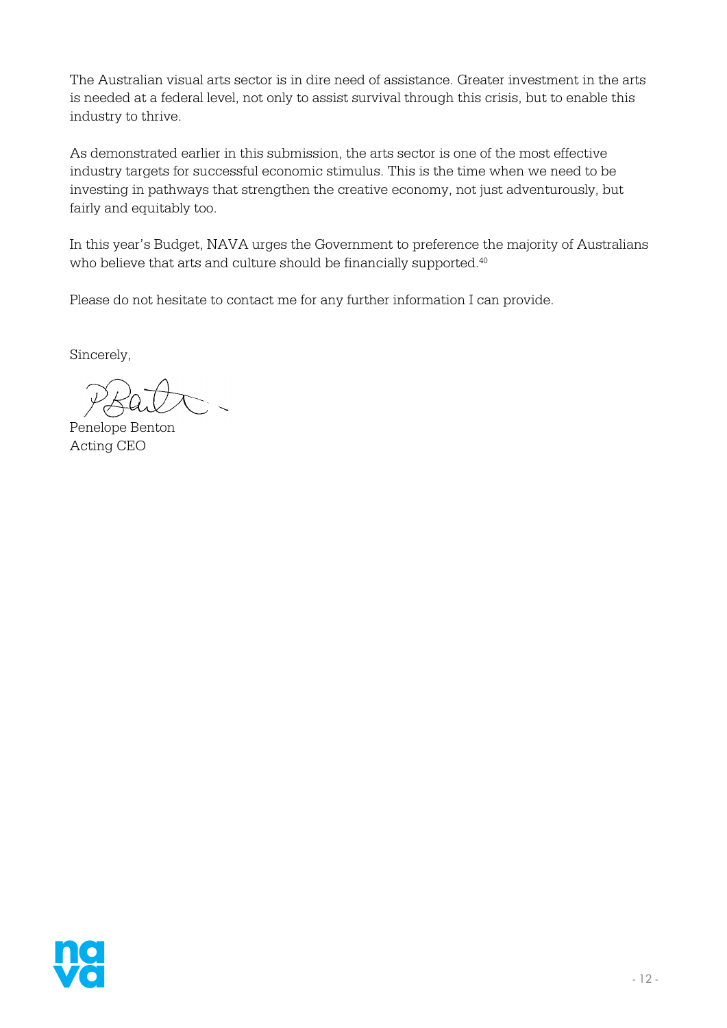The Australian visual arts sector is in dire need of assistance. Greater investment in the arts is needed at a federal level, not only to assist survival through this crisis, but to enable this industry to thrive.

As demonstrated earlier in this submission, the arts sector is one of the most effective industry targets for successful economic stimulus. This is the time when we need to be investing in pathways that strengthen the creative economy, not just adventurously, but fairly and equitably too.

In this year's Budget, NAVA urges the Government to preference the majority of Australians who believe that arts and culture should be financially supported.[40]

Please do not hesitate to contact me for any further information I can provide.

Sincerely,

Penelope Benton
Acting CEO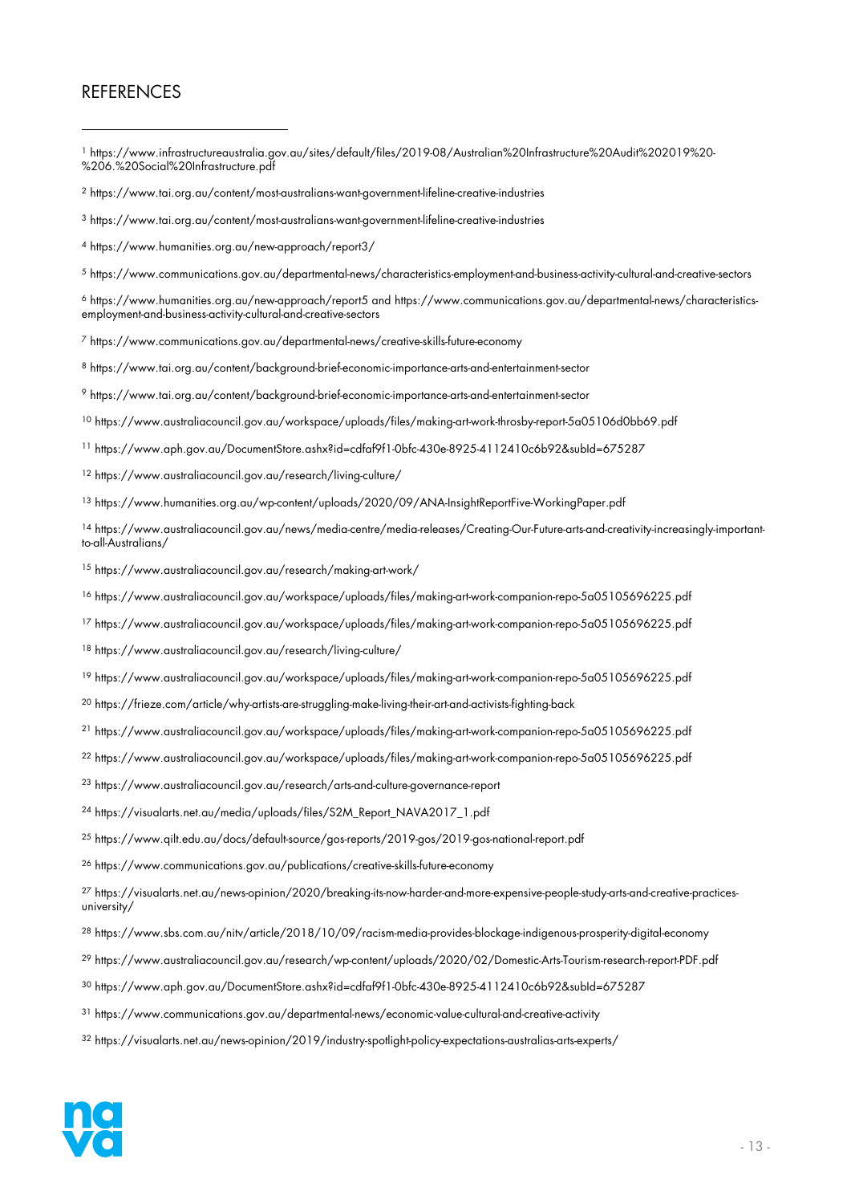# REFERENCES

[1] https://www.infrastructureaustralia.gov.au/sites/default/files/2019-08/Australian%20Infrastructure%20Audit%202019%20-%206.%20Social%20Infrastructure.pdf

[2] https://www.tai.org.au/content/most-australians-want-government-lifeline-creative-industries

[3] https://www.tai.org.au/content/most-australians-want-government-lifeline-creative-industries

[4] https://www.humanities.org.au/new-approach/report3/

[5] https://www.communications.gov.au/departmental-news/characteristics-employment-and-business-activity-cultural-and-creative-sectors

[6] https://www.humanities.org.au/new-approach/report5 and https://www.communications.gov.au/departmental-news/characteristics-employment-and-business-activity-cultural-and-creative-sectors

[7] https://www.communications.gov.au/departmental-news/creative-skills-future-economy

[8] https://www.tai.org.au/content/background-brief-economic-importance-arts-and-entertainment-sector

[9] https://www.tai.org.au/content/background-brief-economic-importance-arts-and-entertainment-sector

[10] https://www.australiacouncil.gov.au/workspace/uploads/files/making-art-work-throsby-report-5a05106d0bb69.pdf

[11] https://www.aph.gov.au/DocumentStore.ashx?id=cdfaf9f1-0bfc-430e-8925-4112410c6b92&subId=675287

[12] https://www.australiacouncil.gov.au/research/living-culture/

[13] https://www.humanities.org.au/wp-content/uploads/2020/09/ANA-InsightReportFive-WorkingPaper.pdf

[14] https://www.australiacouncil.gov.au/news/media-centre/media-releases/Creating-Our-Future-arts-and-creativity-increasingly-important-to-all-Australians/

[15] https://www.australiacouncil.gov.au/research/making-art-work/

[16] https://www.australiacouncil.gov.au/workspace/uploads/files/making-art-work-companion-repo-5a05105696225.pdf

[17] https://www.australiacouncil.gov.au/workspace/uploads/files/making-art-work-companion-repo-5a05105696225.pdf

[18] https://www.australiacouncil.gov.au/research/living-culture/

[19] https://www.australiacouncil.gov.au/workspace/uploads/files/making-art-work-companion-repo-5a05105696225.pdf

[20] https://frieze.com/article/why-artists-are-struggling-make-living-their-art-and-activists-fighting-back

[21] https://www.australiacouncil.gov.au/workspace/uploads/files/making-art-work-companion-repo-5a05105696225.pdf

[22] https://www.australiacouncil.gov.au/workspace/uploads/files/making-art-work-companion-repo-5a05105696225.pdf

[23] https://www.australiacouncil.gov.au/research/arts-and-culture-governance-report

[24] https://visualarts.net.au/media/uploads/files/S2M_Report_NAVA2017_1.pdf

[25] https://www.qilt.edu.au/docs/default-source/gos-reports/2019-gos/2019-gos-national-report.pdf

[26] https://www.communications.gov.au/publications/creative-skills-future-economy

[27] https://visualarts.net.au/news-opinion/2020/breaking-its-now-harder-and-more-expensive-people-study-arts-and-creative-practices-university/

[28] https://www.sbs.com.au/nitv/article/2018/10/09/racism-media-provides-blockage-indigenous-prosperity-digital-economy

[29] https://www.australiacouncil.gov.au/research/wp-content/uploads/2020/02/Domestic-Arts-Tourism-research-report-PDF.pdf

[30] https://www.aph.gov.au/DocumentStore.ashx?id=cdfaf9f1-0bfc-430e-8925-4112410c6b92&subId=675287

[31] https://www.communications.gov.au/departmental-news/economic-value-cultural-and-creative-activity

[32] https://visualarts.net.au/news-opinion/2019/industry-spotlight-policy-expectations-australias-arts-experts/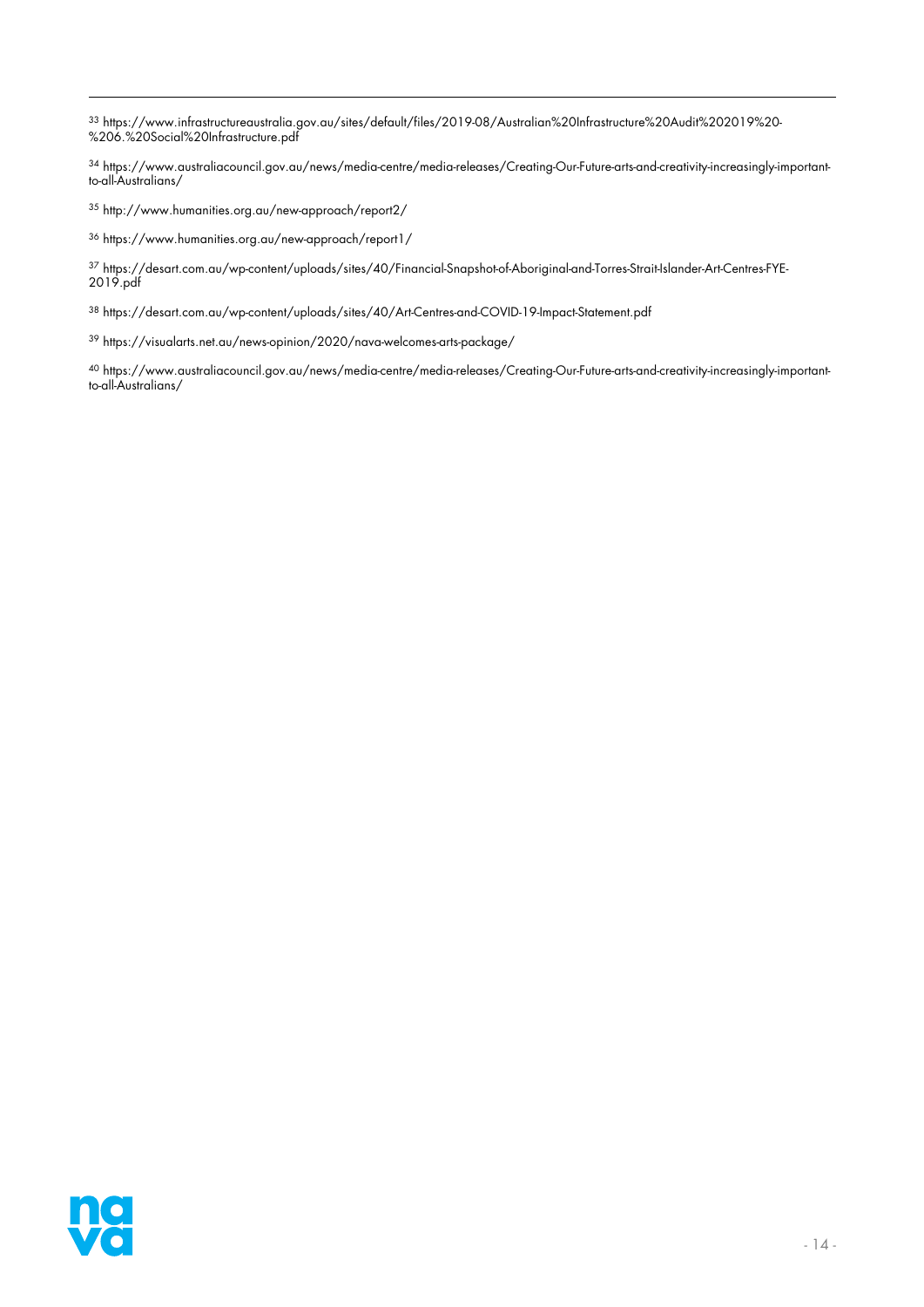[33] https://www.infrastructureaustralia.gov.au/sites/default/files/2019-08/Australian%20Infrastructure%20Audit%202019%20-%206.%20Social%20Infrastructure.pdf

[34] https://www.australiacouncil.gov.au/news/media-centre/media-releases/Creating-Our-Future-arts-and-creativity-increasingly-important-to-all-Australians/

[35] http://www.humanities.org.au/new-approach/report2/

[36] https://www.humanities.org.au/new-approach/report1/

[37] https://desart.com.au/wp-content/uploads/sites/40/Financial-Snapshot-of-Aboriginal-and-Torres-Strait-Islander-Art-Centres-FYE-2019.pdf

[38] https://desart.com.au/wp-content/uploads/sites/40/Art-Centres-and-COVID-19-Impact-Statement.pdf

[39] https://visualarts.net.au/news-opinion/2020/nava-welcomes-arts-package/

[40] https://www.australiacouncil.gov.au/news/media-centre/media-releases/Creating-Our-Future-arts-and-creativity-increasingly-important-to-all-Australians/